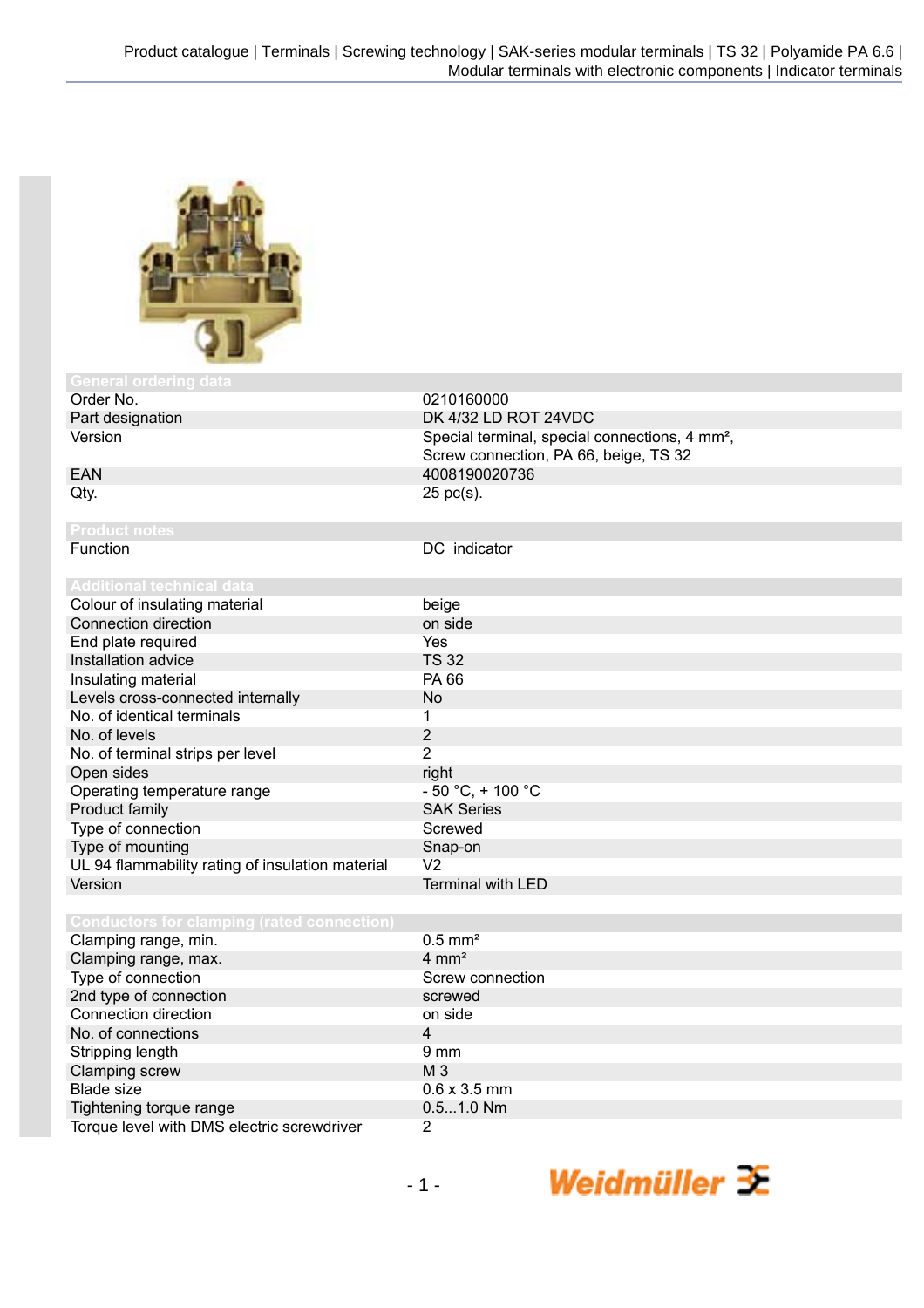## General ordering data

| | |
|---|---|
| Order No. | 0210160000 |
| Part designation | DK 4/32 LD ROT 24VDC |
| Version | Special terminal, special connections, 4 mm², Screw connection, PA 66, beige, TS 32 |
| EAN | 4008190020736 |
| Qty. | 25 pc(s). |

## Product notes

| | |
|---|---|
| Function | DC indicator |

## Additional technical data

| | |
|---|---|
| Colour of insulating material | beige |
| Connection direction | on side |
| End plate required | Yes |
| Installation advice | TS 32 |
| Insulating material | PA 66 |
| Levels cross-connected internally | No |
| No. of identical terminals | 1 |
| No. of levels | 2 |
| No. of terminal strips per level | 2 |
| Open sides | right |
| Operating temperature range | - 50 °C, + 100 °C |
| Product family | SAK Series |
| Type of connection | Screwed |
| Type of mounting | Snap-on |
| UL 94 flammability rating of insulation material | V2 |
| Version | Terminal with LED |

## Conductors for clamping (rated connection)

| | |
|---|---|
| Clamping range, min. | 0.5 mm² |
| Clamping range, max. | 4 mm² |
| Type of connection | Screw connection |
| 2nd type of connection | screwed |
| Connection direction | on side |
| No. of connections | 4 |
| Stripping length | 9 mm |
| Clamping screw | M 3 |
| Blade size | 0.6 x 3.5 mm |
| Tightening torque range | 0.5...1.0 Nm |
| Torque level with DMS electric screwdriver | 2 |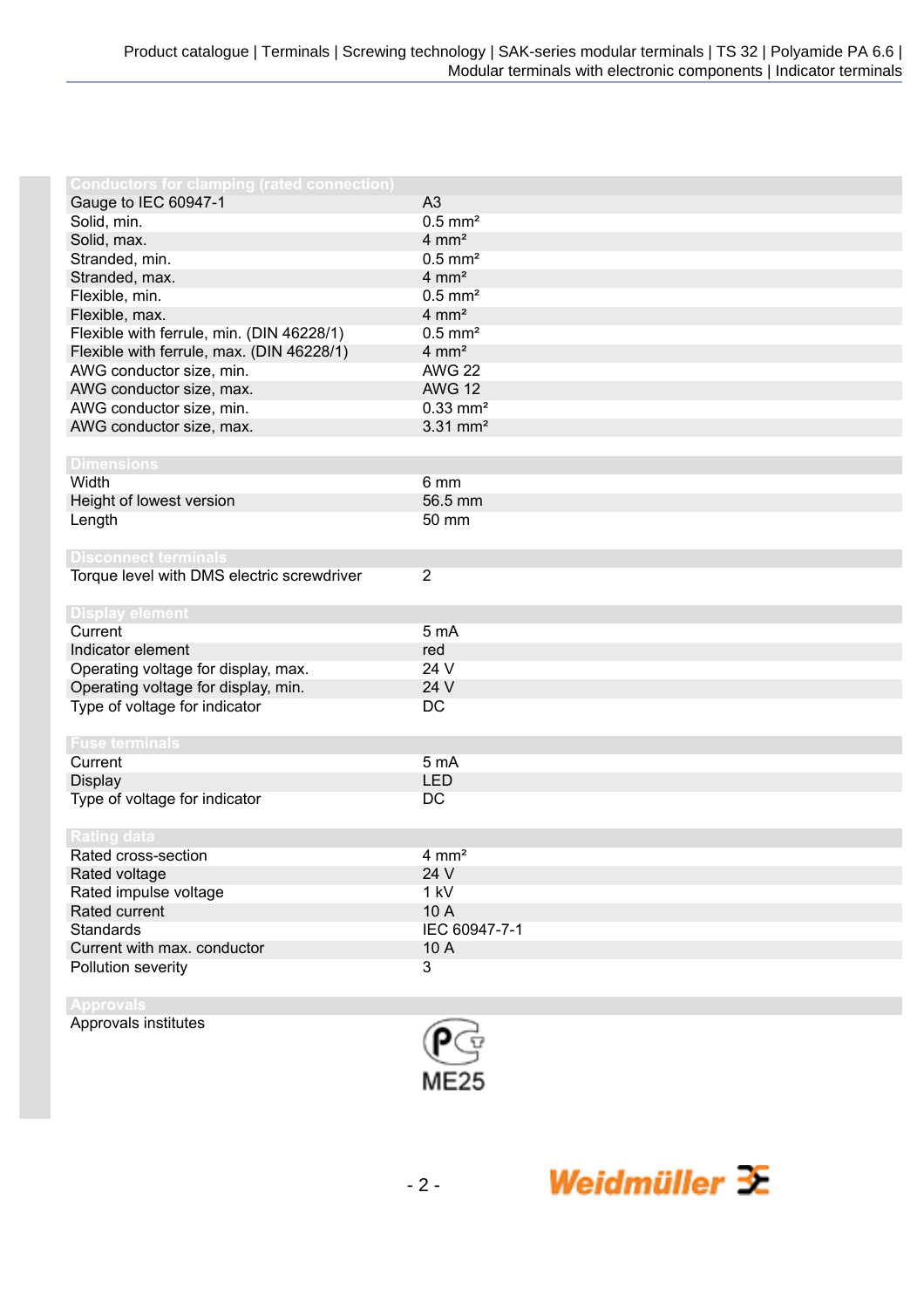## Conductors for clamping (rated connection)

| | |
|---|---|
| Gauge to IEC 60947-1 | A3 |
| Solid, min. | 0.5 mm² |
| Solid, max. | 4 mm² |
| Stranded, min. | 0.5 mm² |
| Stranded, max. | 4 mm² |
| Flexible, min. | 0.5 mm² |
| Flexible, max. | 4 mm² |
| Flexible with ferrule, min. (DIN 46228/1) | 0.5 mm² |
| Flexible with ferrule, max. (DIN 46228/1) | 4 mm² |
| AWG conductor size, min. | AWG 22 |
| AWG conductor size, max. | AWG 12 |
| AWG conductor size, min. | 0.33 mm² |
| AWG conductor size, max. | 3.31 mm² |

## Dimensions

| | |
|---|---|
| Width | 6 mm |
| Height of lowest version | 56.5 mm |
| Length | 50 mm |

## Disconnect terminals

| | |
|---|---|
| Torque level with DMS electric screwdriver | 2 |

## Display element

| | |
|---|---|
| Current | 5 mA |
| Indicator element | red |
| Operating voltage for display, max. | 24 V |
| Operating voltage for display, min. | 24 V |
| Type of voltage for indicator | DC |

## Fuse terminals

| | |
|---|---|
| Current | 5 mA |
| Display | LED |
| Type of voltage for indicator | DC |

## Rating data

| | |
|---|---|
| Rated cross-section | 4 mm² |
| Rated voltage | 24 V |
| Rated impulse voltage | 1 kV |
| Rated current | 10 A |
| Standards | IEC 60947-7-1 |
| Current with max. conductor | 10 A |
| Pollution severity | 3 |

## Approvals

| | |
|---|---|
| Approvals institutes | ME25 |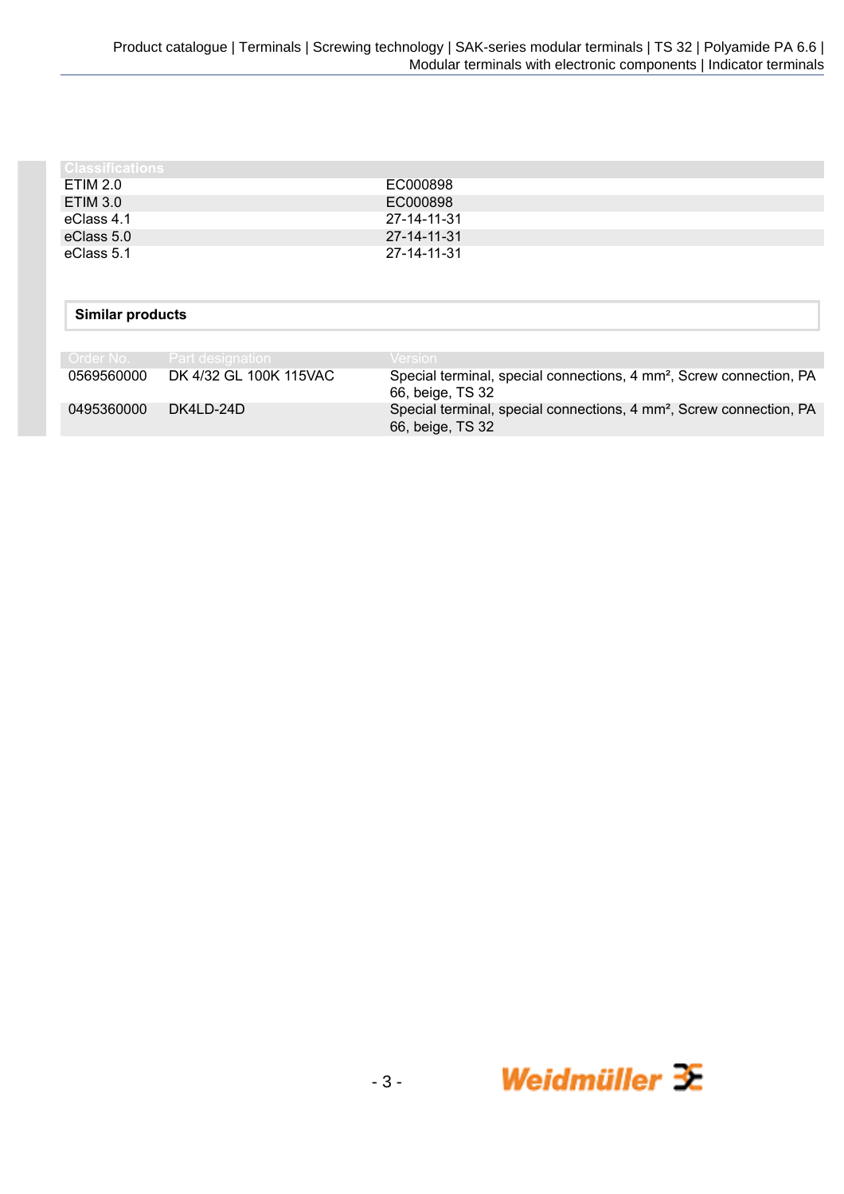## Classifications

| Classifications | |
|---|---|
| ETIM 2.0 | EC000898 |
| ETIM 3.0 | EC000898 |
| eClass 4.1 | 27-14-11-31 |
| eClass 5.0 | 27-14-11-31 |
| eClass 5.1 | 27-14-11-31 |

## Similar products

| Order No. | Part designation | Version |
|---|---|---|
| 0569560000 | DK 4/32 GL 100K 115VAC | Special terminal, special connections, 4 mm², Screw connection, PA 66, beige, TS 32 |
| 0495360000 | DK4LD-24D | Special terminal, special connections, 4 mm², Screw connection, PA 66, beige, TS 32 |